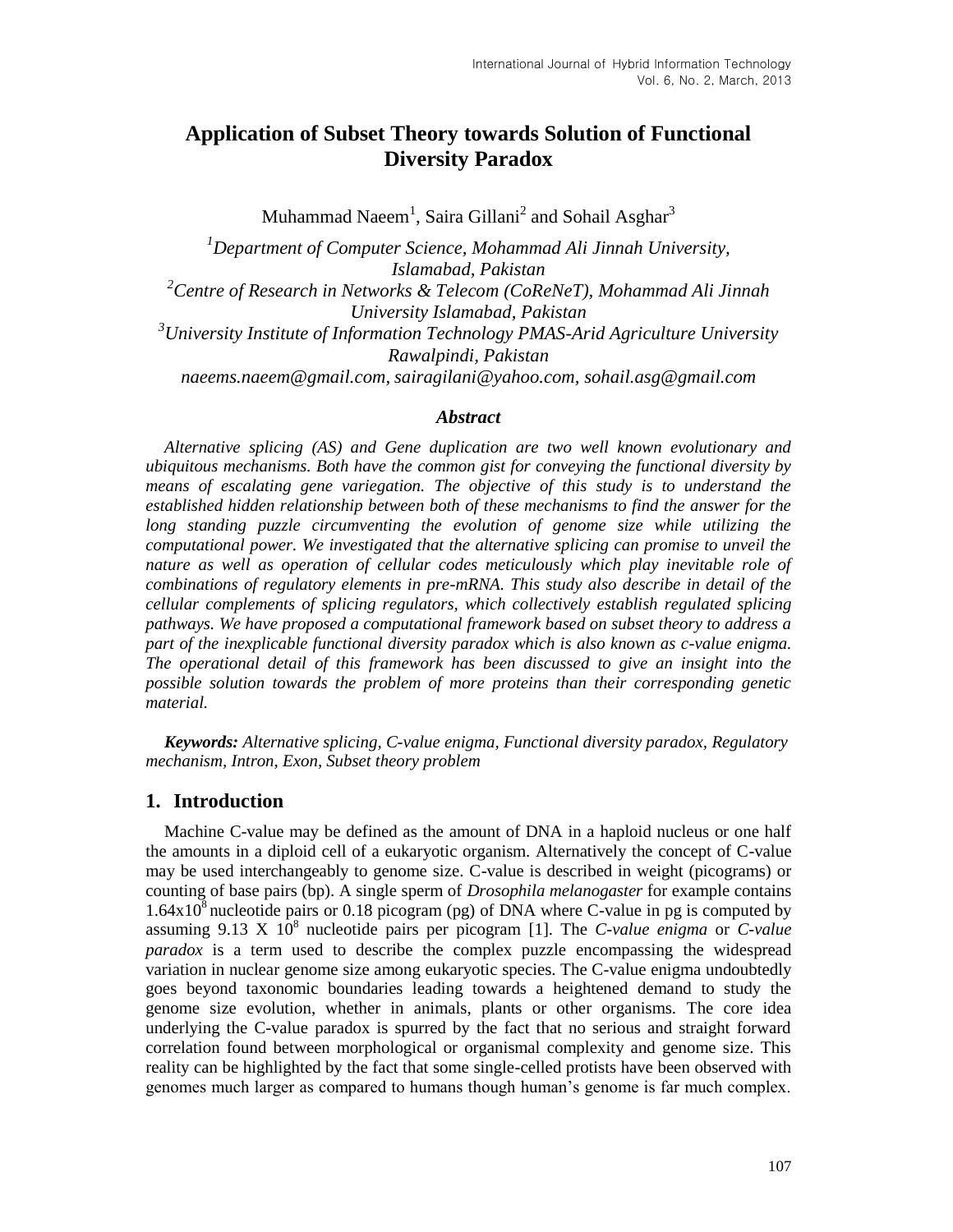# Application of Subset Theory towards Solution of Functional Diversity Paradox

Muhammad Naeem[1], Saira Gillani[2] and Sohail Asghar[3]

[1]*Department of Computer Science, Mohammad Ali Jinnah University, Islamabad, Pakistan*
[2]*Centre of Research in Networks & Telecom (CoReNeT), Mohammad Ali Jinnah University Islamabad, Pakistan*
[3]*University Institute of Information Technology PMAS-Arid Agriculture University Rawalpindi, Pakistan*
*naeems.naeem@gmail.com, sairagilani@yahoo.com, sohail.asg@gmail.com*

### *Abstract*

*Alternative splicing (AS) and Gene duplication are two well known evolutionary and ubiquitous mechanisms. Both have the common gist for conveying the functional diversity by means of escalating gene variegation. The objective of this study is to understand the established hidden relationship between both of these mechanisms to find the answer for the long standing puzzle circumventing the evolution of genome size while utilizing the computational power. We investigated that the alternative splicing can promise to unveil the nature as well as operation of cellular codes meticulously which play inevitable role of combinations of regulatory elements in pre-mRNA. This study also describe in detail of the cellular complements of splicing regulators, which collectively establish regulated splicing pathways. We have proposed a computational framework based on subset theory to address a part of the inexplicable functional diversity paradox which is also known as c-value enigma. The operational detail of this framework has been discussed to give an insight into the possible solution towards the problem of more proteins than their corresponding genetic material.*

***Keywords:*** *Alternative splicing, C-value enigma, Functional diversity paradox, Regulatory mechanism, Intron, Exon, Subset theory problem*

## 1. Introduction

Machine C-value may be defined as the amount of DNA in a haploid nucleus or one half the amounts in a diploid cell of a eukaryotic organism. Alternatively the concept of C-value may be used interchangeably to genome size. C-value is described in weight (picograms) or counting of base pairs (bp). A single sperm of *Drosophila melanogaster* for example contains $1.64 \times 10^8$ nucleotide pairs or 0.18 picogram (pg) of DNA where C-value in pg is computed by assuming $9.13 \times 10^8$ nucleotide pairs per picogram [1]. The *C-value enigma* or *C-value paradox* is a term used to describe the complex puzzle encompassing the widespread variation in nuclear genome size among eukaryotic species. The C-value enigma undoubtedly goes beyond taxonomic boundaries leading towards a heightened demand to study the genome size evolution, whether in animals, plants or other organisms. The core idea underlying the C-value paradox is spurred by the fact that no serious and straight forward correlation found between morphological or organismal complexity and genome size. This reality can be highlighted by the fact that some single-celled protists have been observed with genomes much larger as compared to humans though human's genome is far much complex.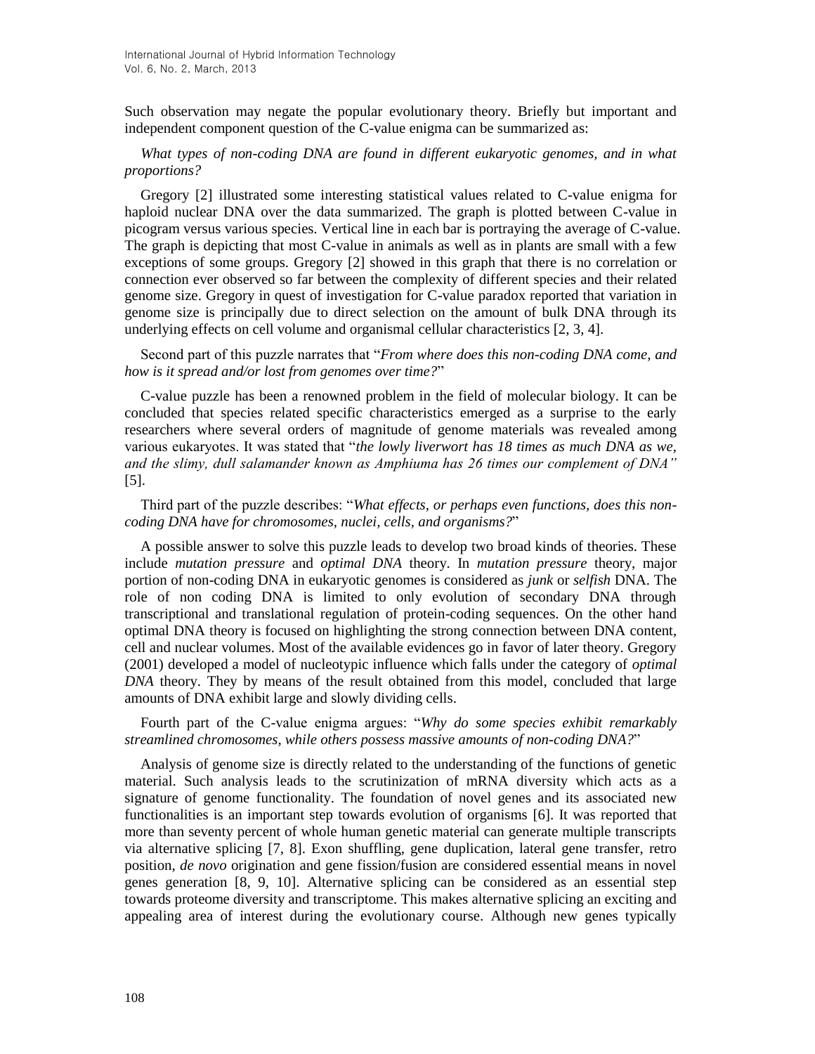Such observation may negate the popular evolutionary theory. Briefly but important and independent component question of the C-value enigma can be summarized as:

*What types of non-coding DNA are found in different eukaryotic genomes, and in what proportions?*

Gregory [2] illustrated some interesting statistical values related to C-value enigma for haploid nuclear DNA over the data summarized. The graph is plotted between C-value in picogram versus various species. Vertical line in each bar is portraying the average of C-value. The graph is depicting that most C-value in animals as well as in plants are small with a few exceptions of some groups. Gregory [2] showed in this graph that there is no correlation or connection ever observed so far between the complexity of different species and their related genome size. Gregory in quest of investigation for C-value paradox reported that variation in genome size is principally due to direct selection on the amount of bulk DNA through its underlying effects on cell volume and organismal cellular characteristics [2, 3, 4].

Second part of this puzzle narrates that "*From where does this non-coding DNA come, and how is it spread and/or lost from genomes over time?*"

C-value puzzle has been a renowned problem in the field of molecular biology. It can be concluded that species related specific characteristics emerged as a surprise to the early researchers where several orders of magnitude of genome materials was revealed among various eukaryotes. It was stated that "*the lowly liverwort has 18 times as much DNA as we, and the slimy, dull salamander known as Amphiuma has 26 times our complement of DNA"* [5].

Third part of the puzzle describes: "*What effects, or perhaps even functions, does this non-coding DNA have for chromosomes, nuclei, cells, and organisms?*"

A possible answer to solve this puzzle leads to develop two broad kinds of theories. These include *mutation pressure* and *optimal DNA* theory. In *mutation pressure* theory, major portion of non-coding DNA in eukaryotic genomes is considered as *junk* or *selfish* DNA. The role of non coding DNA is limited to only evolution of secondary DNA through transcriptional and translational regulation of protein-coding sequences. On the other hand optimal DNA theory is focused on highlighting the strong connection between DNA content, cell and nuclear volumes. Most of the available evidences go in favor of later theory. Gregory (2001) developed a model of nucleotypic influence which falls under the category of *optimal DNA* theory. They by means of the result obtained from this model, concluded that large amounts of DNA exhibit large and slowly dividing cells.

Fourth part of the C-value enigma argues: "*Why do some species exhibit remarkably streamlined chromosomes, while others possess massive amounts of non-coding DNA?*"

Analysis of genome size is directly related to the understanding of the functions of genetic material. Such analysis leads to the scrutinization of mRNA diversity which acts as a signature of genome functionality. The foundation of novel genes and its associated new functionalities is an important step towards evolution of organisms [6]. It was reported that more than seventy percent of whole human genetic material can generate multiple transcripts via alternative splicing [7, 8]. Exon shuffling, gene duplication, lateral gene transfer, retro position, *de novo* origination and gene fission/fusion are considered essential means in novel genes generation [8, 9, 10]. Alternative splicing can be considered as an essential step towards proteome diversity and transcriptome. This makes alternative splicing an exciting and appealing area of interest during the evolutionary course. Although new genes typically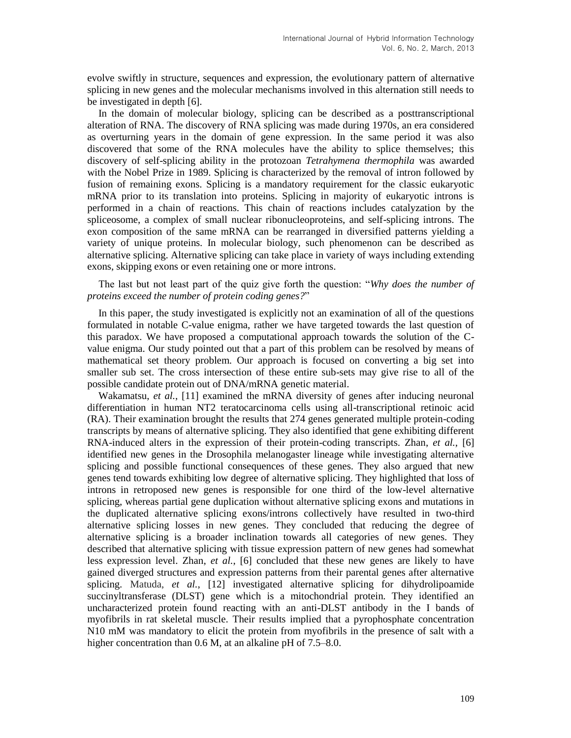evolve swiftly in structure, sequences and expression, the evolutionary pattern of alternative splicing in new genes and the molecular mechanisms involved in this alternation still needs to be investigated in depth [6].

In the domain of molecular biology, splicing can be described as a posttranscriptional alteration of RNA. The discovery of RNA splicing was made during 1970s, an era considered as overturning years in the domain of gene expression. In the same period it was also discovered that some of the RNA molecules have the ability to splice themselves; this discovery of self-splicing ability in the protozoan *Tetrahymena thermophila* was awarded with the Nobel Prize in 1989. Splicing is characterized by the removal of intron followed by fusion of remaining exons. Splicing is a mandatory requirement for the classic eukaryotic mRNA prior to its translation into proteins. Splicing in majority of eukaryotic introns is performed in a chain of reactions. This chain of reactions includes catalyzation by the spliceosome, a complex of small nuclear ribonucleoproteins, and self-splicing introns. The exon composition of the same mRNA can be rearranged in diversified patterns yielding a variety of unique proteins. In molecular biology, such phenomenon can be described as alternative splicing. Alternative splicing can take place in variety of ways including extending exons, skipping exons or even retaining one or more introns.

The last but not least part of the quiz give forth the question: "*Why does the number of proteins exceed the number of protein coding genes?*"

In this paper, the study investigated is explicitly not an examination of all of the questions formulated in notable C-value enigma, rather we have targeted towards the last question of this paradox. We have proposed a computational approach towards the solution of the C-value enigma. Our study pointed out that a part of this problem can be resolved by means of mathematical set theory problem. Our approach is focused on converting a big set into smaller sub set. The cross intersection of these entire sub-sets may give rise to all of the possible candidate protein out of DNA/mRNA genetic material.

Wakamatsu, *et al.*, [11] examined the mRNA diversity of genes after inducing neuronal differentiation in human NT2 teratocarcinoma cells using all-transcriptional retinoic acid (RA). Their examination brought the results that 274 genes generated multiple protein-coding transcripts by means of alternative splicing. They also identified that gene exhibiting different RNA-induced alters in the expression of their protein-coding transcripts. Zhan, *et al.*, [6] identified new genes in the Drosophila melanogaster lineage while investigating alternative splicing and possible functional consequences of these genes. They also argued that new genes tend towards exhibiting low degree of alternative splicing. They highlighted that loss of introns in retroposed new genes is responsible for one third of the low-level alternative splicing, whereas partial gene duplication without alternative splicing exons and mutations in the duplicated alternative splicing exons/introns collectively have resulted in two-third alternative splicing losses in new genes. They concluded that reducing the degree of alternative splicing is a broader inclination towards all categories of new genes. They described that alternative splicing with tissue expression pattern of new genes had somewhat less expression level. Zhan, *et al.*, [6] concluded that these new genes are likely to have gained diverged structures and expression patterns from their parental genes after alternative splicing. Matuda, *et al.*, [12] investigated alternative splicing for dihydrolipoamide succinyltransferase (DLST) gene which is a mitochondrial protein. They identified an uncharacterized protein found reacting with an anti-DLST antibody in the I bands of myofibrils in rat skeletal muscle. Their results implied that a pyrophosphate concentration N10 mM was mandatory to elicit the protein from myofibrils in the presence of salt with a higher concentration than 0.6 M, at an alkaline pH of 7.5–8.0.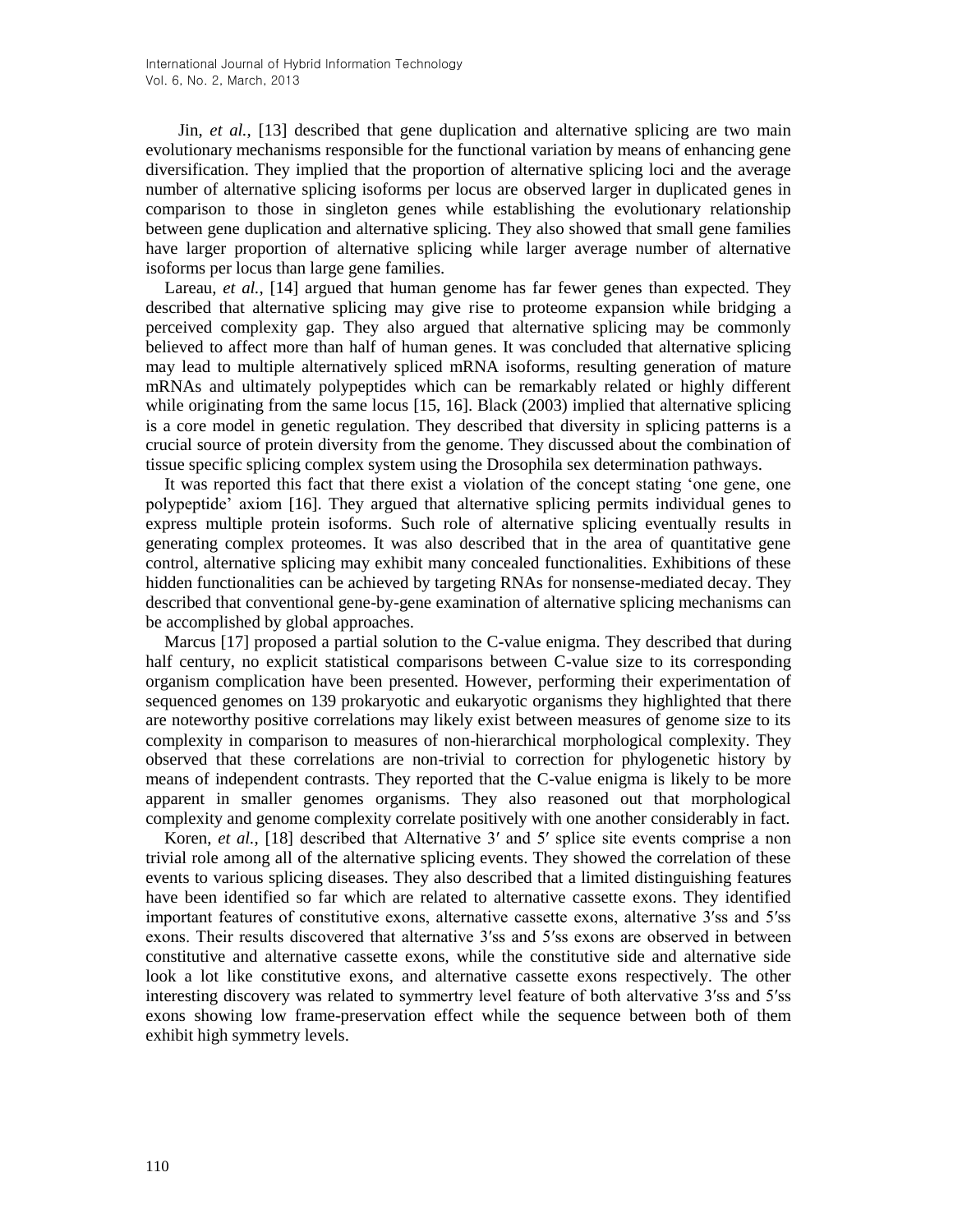Jin, *et al.*, [13] described that gene duplication and alternative splicing are two main evolutionary mechanisms responsible for the functional variation by means of enhancing gene diversification. They implied that the proportion of alternative splicing loci and the average number of alternative splicing isoforms per locus are observed larger in duplicated genes in comparison to those in singleton genes while establishing the evolutionary relationship between gene duplication and alternative splicing. They also showed that small gene families have larger proportion of alternative splicing while larger average number of alternative isoforms per locus than large gene families.

Lareau, *et al.*, [14] argued that human genome has far fewer genes than expected. They described that alternative splicing may give rise to proteome expansion while bridging a perceived complexity gap. They also argued that alternative splicing may be commonly believed to affect more than half of human genes. It was concluded that alternative splicing may lead to multiple alternatively spliced mRNA isoforms, resulting generation of mature mRNAs and ultimately polypeptides which can be remarkably related or highly different while originating from the same locus [15, 16]. Black (2003) implied that alternative splicing is a core model in genetic regulation. They described that diversity in splicing patterns is a crucial source of protein diversity from the genome. They discussed about the combination of tissue specific splicing complex system using the Drosophila sex determination pathways.

It was reported this fact that there exist a violation of the concept stating 'one gene, one polypeptide' axiom [16]. They argued that alternative splicing permits individual genes to express multiple protein isoforms. Such role of alternative splicing eventually results in generating complex proteomes. It was also described that in the area of quantitative gene control, alternative splicing may exhibit many concealed functionalities. Exhibitions of these hidden functionalities can be achieved by targeting RNAs for nonsense-mediated decay. They described that conventional gene-by-gene examination of alternative splicing mechanisms can be accomplished by global approaches.

Marcus [17] proposed a partial solution to the C-value enigma. They described that during half century, no explicit statistical comparisons between C-value size to its corresponding organism complication have been presented. However, performing their experimentation of sequenced genomes on 139 prokaryotic and eukaryotic organisms they highlighted that there are noteworthy positive correlations may likely exist between measures of genome size to its complexity in comparison to measures of non-hierarchical morphological complexity. They observed that these correlations are non-trivial to correction for phylogenetic history by means of independent contrasts. They reported that the C-value enigma is likely to be more apparent in smaller genomes organisms. They also reasoned out that morphological complexity and genome complexity correlate positively with one another considerably in fact.

Koren, *et al.*, [18] described that Alternative 3′ and 5′ splice site events comprise a non trivial role among all of the alternative splicing events. They showed the correlation of these events to various splicing diseases. They also described that a limited distinguishing features have been identified so far which are related to alternative cassette exons. They identified important features of constitutive exons, alternative cassette exons, alternative 3′ss and 5′ss exons. Their results discovered that alternative 3′ss and 5′ss exons are observed in between constitutive and alternative cassette exons, while the constitutive side and alternative side look a lot like constitutive exons, and alternative cassette exons respectively. The other interesting discovery was related to symmertry level feature of both altervative 3′ss and 5′ss exons showing low frame-preservation effect while the sequence between both of them exhibit high symmetry levels.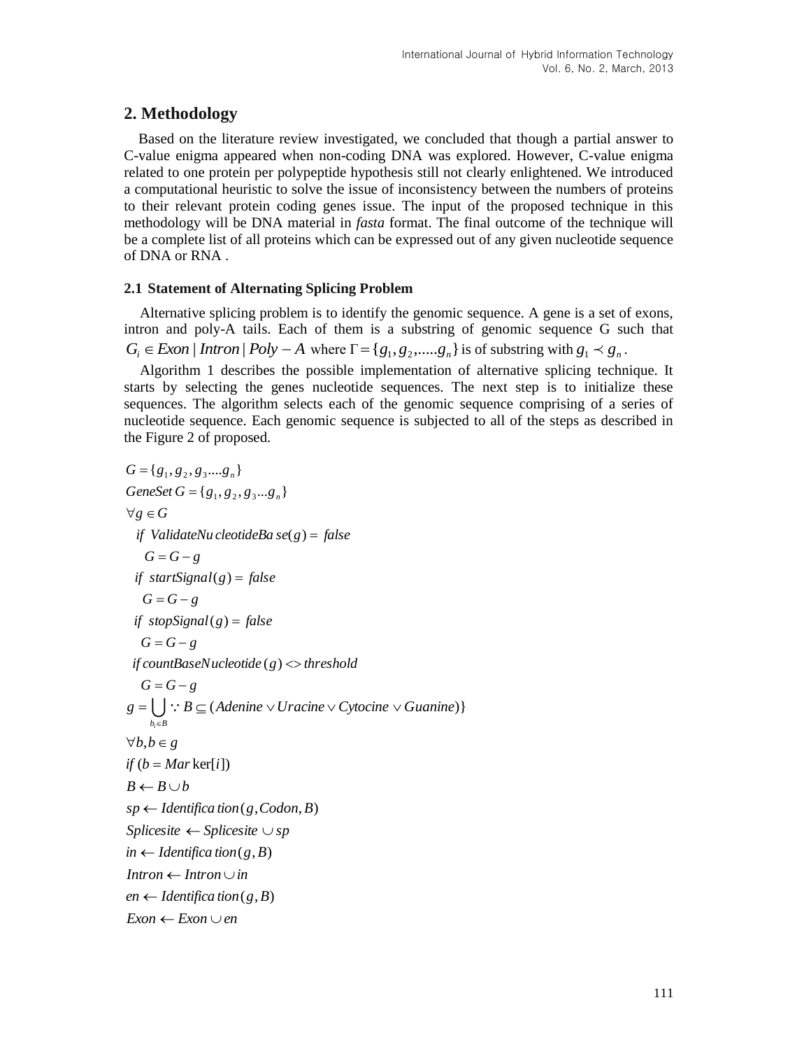## 2. Methodology

Based on the literature review investigated, we concluded that though a partial answer to C-value enigma appeared when non-coding DNA was explored. However, C-value enigma related to one protein per polypeptide hypothesis still not clearly enlightened. We introduced a computational heuristic to solve the issue of inconsistency between the numbers of proteins to their relevant protein coding genes issue. The input of the proposed technique in this methodology will be DNA material in *fasta* format. The final outcome of the technique will be a complete list of all proteins which can be expressed out of any given nucleotide sequence of DNA or RNA .

### 2.1 Statement of Alternating Splicing Problem

Alternative splicing problem is to identify the genomic sequence. A gene is a set of exons, intron and poly-A tails. Each of them is a substring of genomic sequence G such that $G_i \in Exon \mid Intron \mid Poly-A$ where $\Gamma = \{g_1, g_2, .....g_n\}$ is of substring with $g_1 \prec g_n$.

Algorithm 1 describes the possible implementation of alternative splicing technique. It starts by selecting the genes nucleotide sequences. The next step is to initialize these sequences. The algorithm selects each of the genomic sequence comprising of a series of nucleotide sequence. Each genomic sequence is subjected to all of the steps as described in the Figure 2 of proposed.

$$G = \{g_1, g_2, g_3....g_n\}$$

$$GeneSet\ G = \{g_1, g_2, g_3...g_n\}$$

$$\forall g \in G$$

$$\quad if\ \ ValidateNucleotideBase(g) = \ false$$

$$\quad\quad G = G - g$$

$$\quad if\ \ startSignal(g) = \ false$$

$$\quad\quad G = G - g$$

$$\quad if\ \ stopSignal(g) = \ false$$

$$\quad\quad G = G - g$$

$$\quad if\ countBaseNucleotide\,(g) <> threshold$$

$$\quad\quad G = G - g$$

$$g = \bigcup_{b_i \in B} \because B \subseteq (Adenine \vee Uracine \vee Cytocine \vee Guanine)\}$$

$$\forall b, b \in g$$

$$if\ (b = Marker[i])$$

$$B \leftarrow B \cup b$$

$$sp \leftarrow Identification(g, Codon, B)$$

$$Splicesite\ \leftarrow Splicesite\ \cup sp$$

$$in \leftarrow Identification(g, B)$$

$$Intron \leftarrow Intron \cup in$$

$$en \leftarrow Identification(g, B)$$

$$Exon \leftarrow Exon \cup en$$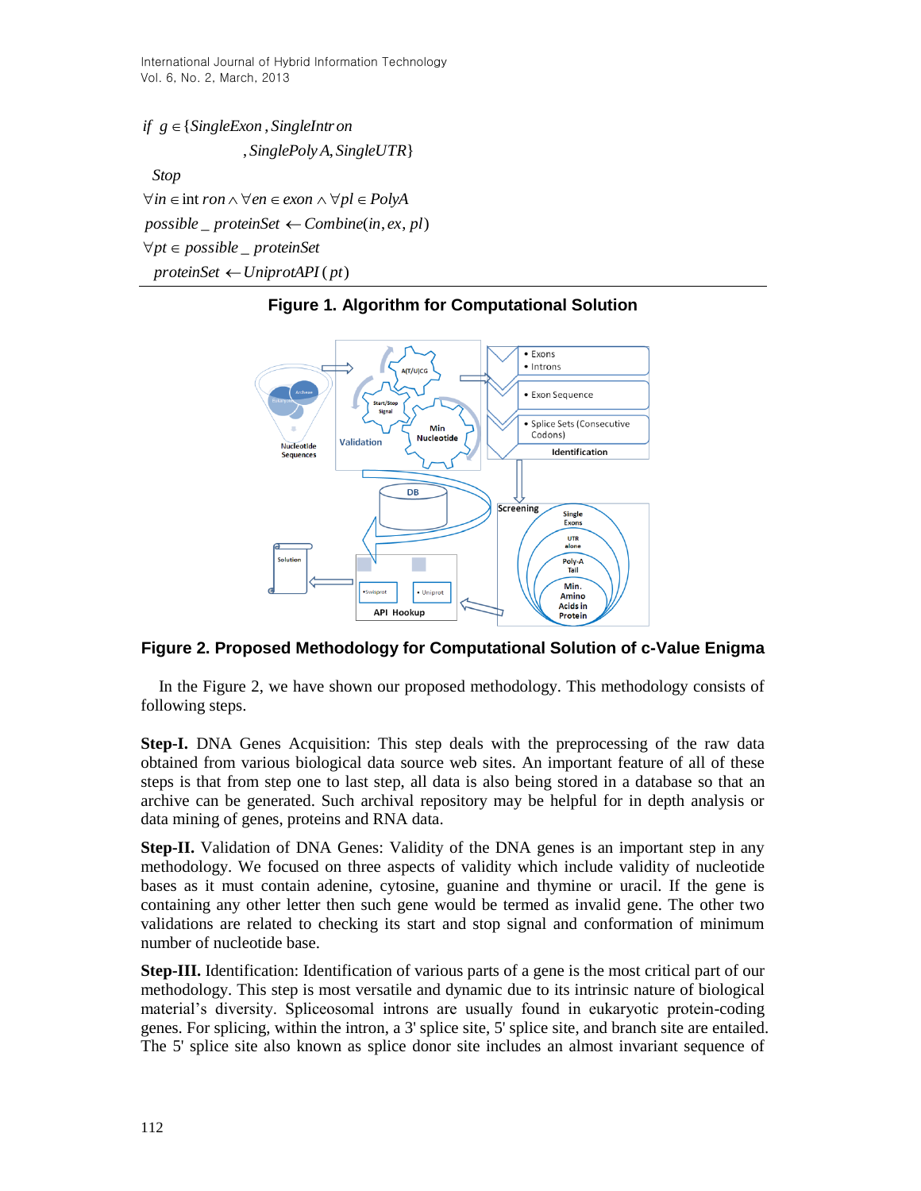$$
\begin{aligned}
&if\ \ g \in \{SingleExon, SingleIntron \\
&\qquad\qquad , SinglePolyA, SingleUTR\} \\
&\ \ Stop \\
&\forall in \in intron \wedge \forall en \in exon \wedge \forall pl \in PolyA \\
&\ possible\_proteinSet \leftarrow Combine(in, ex, pl) \\
&\forall pt \in possible\_proteinSet \\
&\ \ proteinSet \leftarrow UniprotAPI(pt)
\end{aligned}
$$

**Figure 1. Algorithm for Computational Solution**

**Figure 2. Proposed Methodology for Computational Solution of c-Value Enigma**

In the Figure 2, we have shown our proposed methodology. This methodology consists of following steps.

**Step-I.** DNA Genes Acquisition: This step deals with the preprocessing of the raw data obtained from various biological data source web sites. An important feature of all of these steps is that from step one to last step, all data is also being stored in a database so that an archive can be generated. Such archival repository may be helpful for in depth analysis or data mining of genes, proteins and RNA data.

**Step-II.** Validation of DNA Genes: Validity of the DNA genes is an important step in any methodology. We focused on three aspects of validity which include validity of nucleotide bases as it must contain adenine, cytosine, guanine and thymine or uracil. If the gene is containing any other letter then such gene would be termed as invalid gene. The other two validations are related to checking its start and stop signal and conformation of minimum number of nucleotide base.

**Step-III.** Identification: Identification of various parts of a gene is the most critical part of our methodology. This step is most versatile and dynamic due to its intrinsic nature of biological material's diversity. Spliceosomal introns are usually found in eukaryotic protein-coding genes. For splicing, within the intron, a 3' splice site, 5' splice site, and branch site are entailed. The 5' splice site also known as splice donor site includes an almost invariant sequence of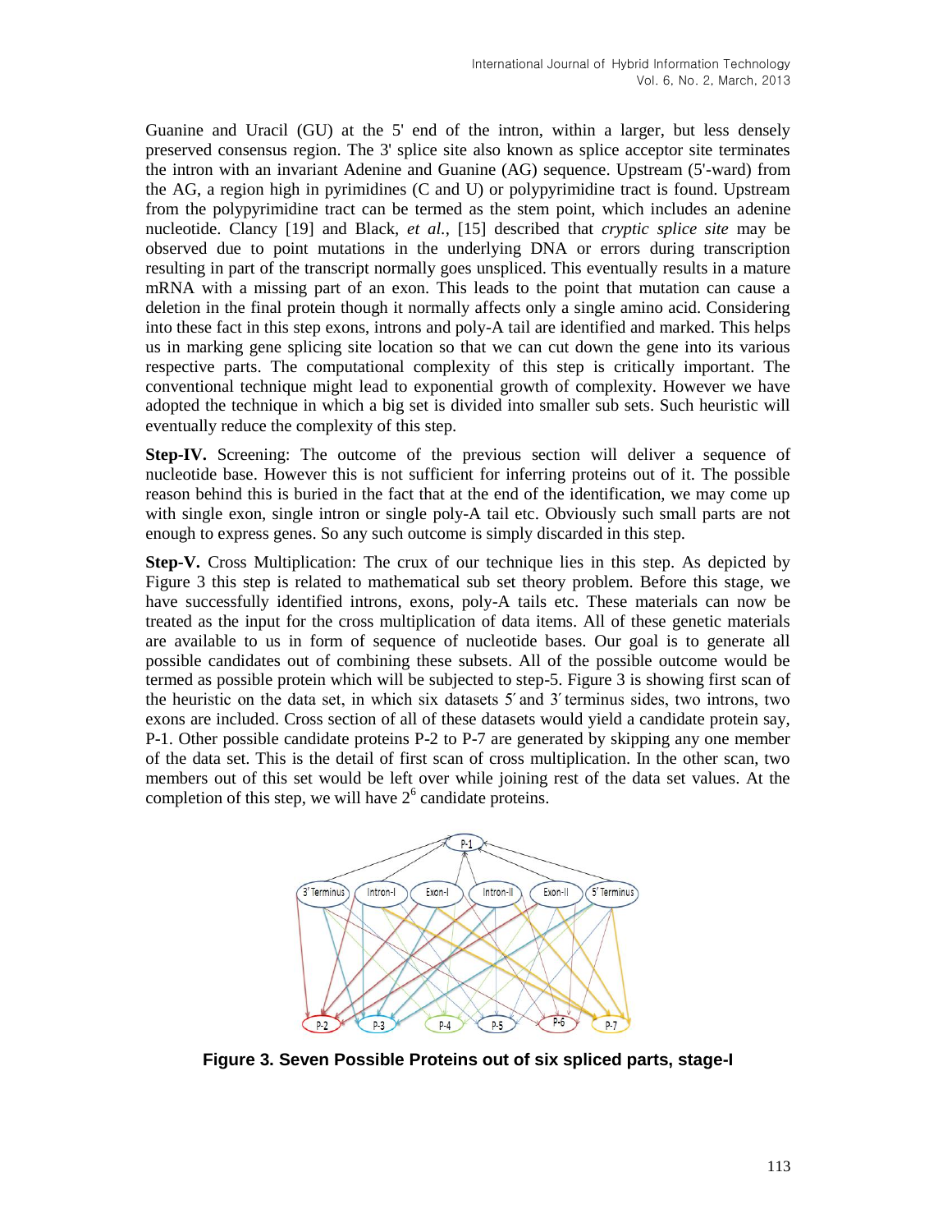Guanine and Uracil (GU) at the 5' end of the intron, within a larger, but less densely preserved consensus region. The 3' splice site also known as splice acceptor site terminates the intron with an invariant Adenine and Guanine (AG) sequence. Upstream (5'-ward) from the AG, a region high in pyrimidines (C and U) or polypyrimidine tract is found. Upstream from the polypyrimidine tract can be termed as the stem point, which includes an adenine nucleotide. Clancy [19] and Black, *et al.*, [15] described that *cryptic splice site* may be observed due to point mutations in the underlying DNA or errors during transcription resulting in part of the transcript normally goes unspliced. This eventually results in a mature mRNA with a missing part of an exon. This leads to the point that mutation can cause a deletion in the final protein though it normally affects only a single amino acid. Considering into these fact in this step exons, introns and poly-A tail are identified and marked. This helps us in marking gene splicing site location so that we can cut down the gene into its various respective parts. The computational complexity of this step is critically important. The conventional technique might lead to exponential growth of complexity. However we have adopted the technique in which a big set is divided into smaller sub sets. Such heuristic will eventually reduce the complexity of this step.

**Step-IV.** Screening: The outcome of the previous section will deliver a sequence of nucleotide base. However this is not sufficient for inferring proteins out of it. The possible reason behind this is buried in the fact that at the end of the identification, we may come up with single exon, single intron or single poly-A tail etc. Obviously such small parts are not enough to express genes. So any such outcome is simply discarded in this step.

**Step-V.** Cross Multiplication: The crux of our technique lies in this step. As depicted by Figure 3 this step is related to mathematical sub set theory problem. Before this stage, we have successfully identified introns, exons, poly-A tails etc. These materials can now be treated as the input for the cross multiplication of data items. All of these genetic materials are available to us in form of sequence of nucleotide bases. Our goal is to generate all possible candidates out of combining these subsets. All of the possible outcome would be termed as possible protein which will be subjected to step-5. Figure 3 is showing first scan of the heuristic on the data set, in which six datasets 5′ and 3′ terminus sides, two introns, two exons are included. Cross section of all of these datasets would yield a candidate protein say, P-1. Other possible candidate proteins P-2 to P-7 are generated by skipping any one member of the data set. This is the detail of first scan of cross multiplication. In the other scan, two members out of this set would be left over while joining rest of the data set values. At the completion of this step, we will have $2^6$ candidate proteins.

**Figure 3. Seven Possible Proteins out of six spliced parts, stage-I**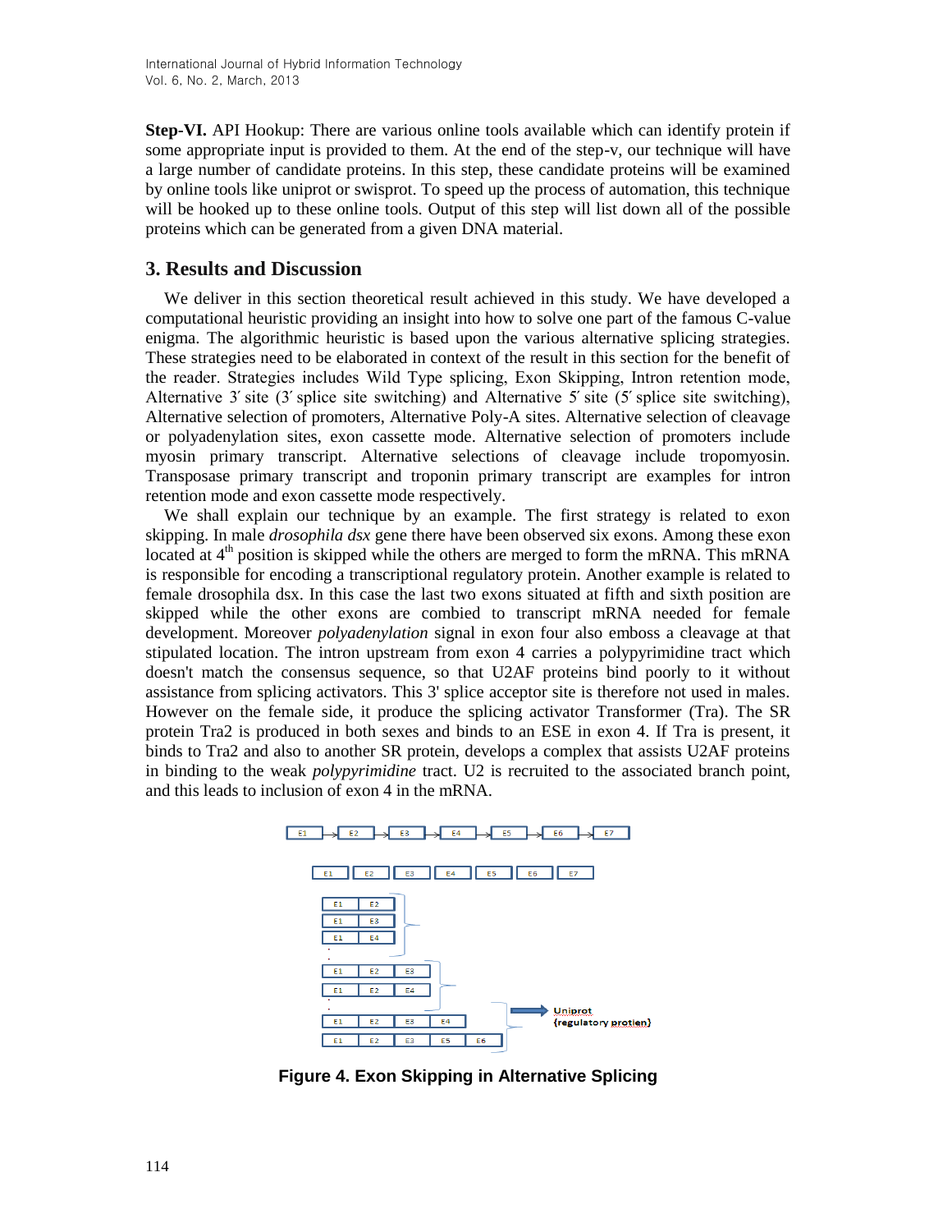**Step-VI.** API Hookup: There are various online tools available which can identify protein if some appropriate input is provided to them. At the end of the step-v, our technique will have a large number of candidate proteins. In this step, these candidate proteins will be examined by online tools like uniprot or swisprot. To speed up the process of automation, this technique will be hooked up to these online tools. Output of this step will list down all of the possible proteins which can be generated from a given DNA material.

## 3. Results and Discussion

We deliver in this section theoretical result achieved in this study. We have developed a computational heuristic providing an insight into how to solve one part of the famous C-value enigma. The algorithmic heuristic is based upon the various alternative splicing strategies. These strategies need to be elaborated in context of the result in this section for the benefit of the reader. Strategies includes Wild Type splicing, Exon Skipping, Intron retention mode, Alternative 3′ site (3′ splice site switching) and Alternative 5′ site (5′ splice site switching), Alternative selection of promoters, Alternative Poly-A sites. Alternative selection of cleavage or polyadenylation sites, exon cassette mode. Alternative selection of promoters include myosin primary transcript. Alternative selections of cleavage include tropomyosin. Transposase primary transcript and troponin primary transcript are examples for intron retention mode and exon cassette mode respectively.

We shall explain our technique by an example. The first strategy is related to exon skipping. In male *drosophila dsx* gene there have been observed six exons. Among these exon located at $4^{th}$ position is skipped while the others are merged to form the mRNA. This mRNA is responsible for encoding a transcriptional regulatory protein. Another example is related to female drosophila dsx. In this case the last two exons situated at fifth and sixth position are skipped while the other exons are combied to transcript mRNA needed for female development. Moreover *polyadenylation* signal in exon four also emboss a cleavage at that stipulated location. The intron upstream from exon 4 carries a polypyrimidine tract which doesn't match the consensus sequence, so that U2AF proteins bind poorly to it without assistance from splicing activators. This 3' splice acceptor site is therefore not used in males. However on the female side, it produce the splicing activator Transformer (Tra). The SR protein Tra2 is produced in both sexes and binds to an ESE in exon 4. If Tra is present, it binds to Tra2 and also to another SR protein, develops a complex that assists U2AF proteins in binding to the weak *polypyrimidine* tract. U2 is recruited to the associated branch point, and this leads to inclusion of exon 4 in the mRNA.

**Figure 4. Exon Skipping in Alternative Splicing**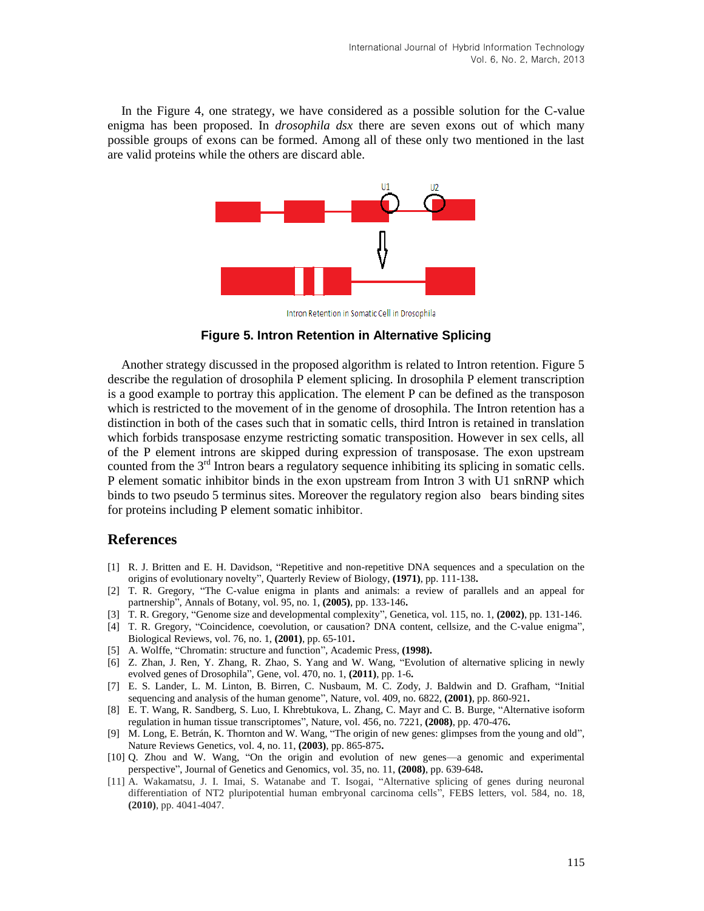In the Figure 4, one strategy, we have considered as a possible solution for the C-value enigma has been proposed. In *drosophila dsx* there are seven exons out of which many possible groups of exons can be formed. Among all of these only two mentioned in the last are valid proteins while the others are discard able.

Intron Retention in Somatic Cell in Drosophila

**Figure 5. Intron Retention in Alternative Splicing**

Another strategy discussed in the proposed algorithm is related to Intron retention. Figure 5 describe the regulation of drosophila P element splicing. In drosophila P element transcription is a good example to portray this application. The element P can be defined as the transposon which is restricted to the movement of in the genome of drosophila. The Intron retention has a distinction in both of the cases such that in somatic cells, third Intron is retained in translation which forbids transposase enzyme restricting somatic transposition. However in sex cells, all of the P element introns are skipped during expression of transposase. The exon upstream counted from the 3rd Intron bears a regulatory sequence inhibiting its splicing in somatic cells. P element somatic inhibitor binds in the exon upstream from Intron 3 with U1 snRNP which binds to two pseudo 5 terminus sites. Moreover the regulatory region also bears binding sites for proteins including P element somatic inhibitor.

## References

[1] R. J. Britten and E. H. Davidson, "Repetitive and non-repetitive DNA sequences and a speculation on the origins of evolutionary novelty", Quarterly Review of Biology, **(1971)**, pp. 111-138**.**

[2] T. R. Gregory, "The C-value enigma in plants and animals: a review of parallels and an appeal for partnership", Annals of Botany, vol. 95, no. 1, **(2005)**, pp. 133-146**.**

[3] T. R. Gregory, "Genome size and developmental complexity", Genetica, vol. 115, no. 1, **(2002)**, pp. 131-146.

[4] T. R. Gregory, "Coincidence, coevolution, or causation? DNA content, cellsize, and the C-value enigma", Biological Reviews, vol. 76, no. 1, **(2001)**, pp. 65-101**.**

[5] A. Wolffe, "Chromatin: structure and function", Academic Press, **(1998).**

[6] Z. Zhan, J. Ren, Y. Zhang, R. Zhao, S. Yang and W. Wang, "Evolution of alternative splicing in newly evolved genes of Drosophila", Gene, vol. 470, no. 1, **(2011)**, pp. 1-6**.**

[7] E. S. Lander, L. M. Linton, B. Birren, C. Nusbaum, M. C. Zody, J. Baldwin and D. Grafham, "Initial sequencing and analysis of the human genome", Nature, vol. 409, no. 6822, **(2001)**, pp. 860-921**.**

[8] E. T. Wang, R. Sandberg, S. Luo, I. Khrebtukova, L. Zhang, C. Mayr and C. B. Burge, "Alternative isoform regulation in human tissue transcriptomes", Nature, vol. 456, no. 7221, **(2008)**, pp. 470-476**.**

[9] M. Long, E. Betrán, K. Thornton and W. Wang, "The origin of new genes: glimpses from the young and old", Nature Reviews Genetics, vol. 4, no. 11, **(2003)**, pp. 865-875**.**

[10] Q. Zhou and W. Wang, "On the origin and evolution of new genes—a genomic and experimental perspective", Journal of Genetics and Genomics, vol. 35, no. 11, **(2008)**, pp. 639-648**.**

[11] A. Wakamatsu, J. I. Imai, S. Watanabe and T. Isogai, "Alternative splicing of genes during neuronal differentiation of NT2 pluripotential human embryonal carcinoma cells", FEBS letters, vol. 584, no. 18, **(2010)**, pp. 4041-4047.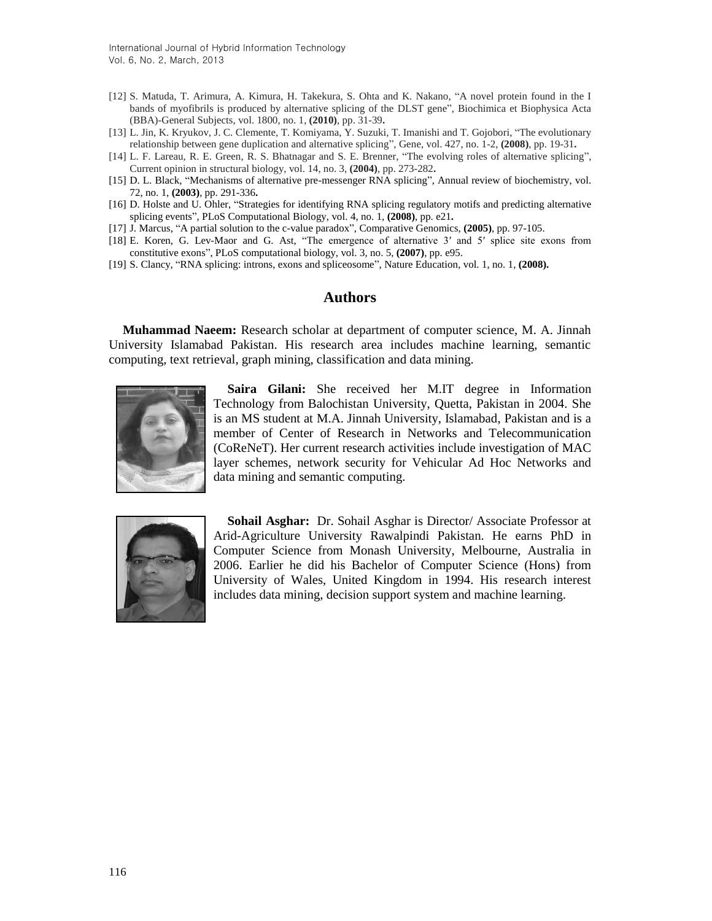[12] S. Matuda, T. Arimura, A. Kimura, H. Takekura, S. Ohta and K. Nakano, "A novel protein found in the I bands of myofibrils is produced by alternative splicing of the DLST gene", Biochimica et Biophysica Acta (BBA)-General Subjects, vol. 1800, no. 1, **(2010)**, pp. 31-39**.**

[13] L. Jin, K. Kryukov, J. C. Clemente, T. Komiyama, Y. Suzuki, T. Imanishi and T. Gojobori, "The evolutionary relationship between gene duplication and alternative splicing", Gene, vol. 427, no. 1-2, **(2008)**, pp. 19-31**.**

[14] L. F. Lareau, R. E. Green, R. S. Bhatnagar and S. E. Brenner, "The evolving roles of alternative splicing", Current opinion in structural biology, vol. 14, no. 3, **(2004)**, pp. 273-282**.**

[15] D. L. Black, "Mechanisms of alternative pre-messenger RNA splicing", Annual review of biochemistry, vol. 72, no. 1, **(2003)**, pp. 291-336**.**

[16] D. Holste and U. Ohler, "Strategies for identifying RNA splicing regulatory motifs and predicting alternative splicing events", PLoS Computational Biology, vol. 4, no. 1, **(2008)**, pp. e21**.**

[17] J. Marcus, "A partial solution to the c-value paradox", Comparative Genomics, **(2005)**, pp. 97-105.

[18] E. Koren, G. Lev-Maor and G. Ast, "The emergence of alternative 3′ and 5′ splice site exons from constitutive exons", PLoS computational biology, vol. 3, no. 5, **(2007)**, pp. e95.

[19] S. Clancy, "RNA splicing: introns, exons and spliceosome", Nature Education, vol. 1, no. 1, **(2008).**

## Authors

**Muhammad Naeem:** Research scholar at department of computer science, M. A. Jinnah University Islamabad Pakistan. His research area includes machine learning, semantic computing, text retrieval, graph mining, classification and data mining.

**Saira Gilani:** She received her M.IT degree in Information Technology from Balochistan University, Quetta, Pakistan in 2004. She is an MS student at M.A. Jinnah University, Islamabad, Pakistan and is a member of Center of Research in Networks and Telecommunication (CoReNeT). Her current research activities include investigation of MAC layer schemes, network security for Vehicular Ad Hoc Networks and data mining and semantic computing.

**Sohail Asghar:** Dr. Sohail Asghar is Director/ Associate Professor at Arid-Agriculture University Rawalpindi Pakistan. He earns PhD in Computer Science from Monash University, Melbourne, Australia in 2006. Earlier he did his Bachelor of Computer Science (Hons) from University of Wales, United Kingdom in 1994. His research interest includes data mining, decision support system and machine learning.